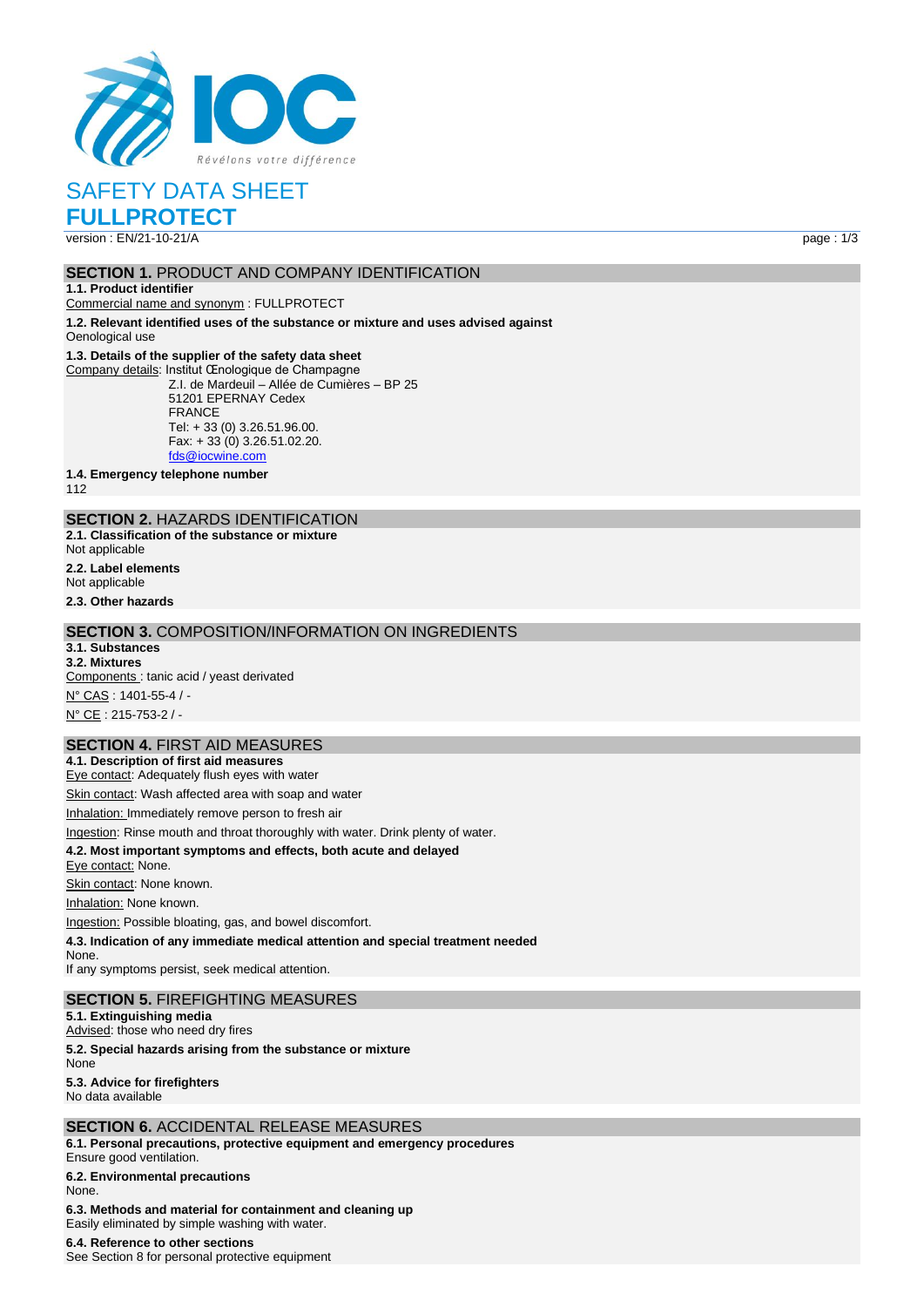# SAFETY DATA SHEET

# FULLPROTECT

version : EN/21-10-21/A

## SECTION 1. PRODUCT AND COMPANY IDENTIFICATION

**1.1. Product identifier**

Commercial name and synonym : FULLPROTECT

**1.2. Relevant identified uses of the substance or mixture and uses advised against**

Oenological use

**1.3. Details of the supplier of the safety data sheet**

Company details: Institut Œnologique de Champagne
Z.I. de Mardeuil – Allée de Cumières – BP 25
51201 EPERNAY Cedex
FRANCE
Tel: + 33 (0) 3.26.51.96.00.
Fax: + 33 (0) 3.26.51.02.20.
fds@iocwine.com

**1.4. Emergency telephone number**

112

## SECTION 2. HAZARDS IDENTIFICATION

**2.1. Classification of the substance or mixture**

Not applicable

**2.2. Label elements**

Not applicable

**2.3. Other hazards**

## SECTION 3. COMPOSITION/INFORMATION ON INGREDIENTS

**3.1. Substances**

**3.2. Mixtures**

Components : tanic acid / yeast derivated

N° CAS : 1401-55-4 / -

N° CE : 215-753-2 / -

## SECTION 4. FIRST AID MEASURES

**4.1. Description of first aid measures**

Eye contact: Adequately flush eyes with water

Skin contact: Wash affected area with soap and water

Inhalation: Immediately remove person to fresh air

Ingestion: Rinse mouth and throat thoroughly with water. Drink plenty of water.

**4.2. Most important symptoms and effects, both acute and delayed**

Eye contact: None.

Skin contact: None known.

Inhalation: None known.

Ingestion: Possible bloating, gas, and bowel discomfort.

**4.3. Indication of any immediate medical attention and special treatment needed**

None.
If any symptoms persist, seek medical attention.

## SECTION 5. FIREFIGHTING MEASURES

**5.1. Extinguishing media**

Advised: those who need dry fires

**5.2. Special hazards arising from the substance or mixture**

None

**5.3. Advice for firefighters**

No data available

## SECTION 6. ACCIDENTAL RELEASE MEASURES

**6.1. Personal precautions, protective equipment and emergency procedures**

Ensure good ventilation.

**6.2. Environmental precautions**

None.

**6.3. Methods and material for containment and cleaning up**

Easily eliminated by simple washing with water.

**6.4. Reference to other sections**

See Section 8 for personal protective equipment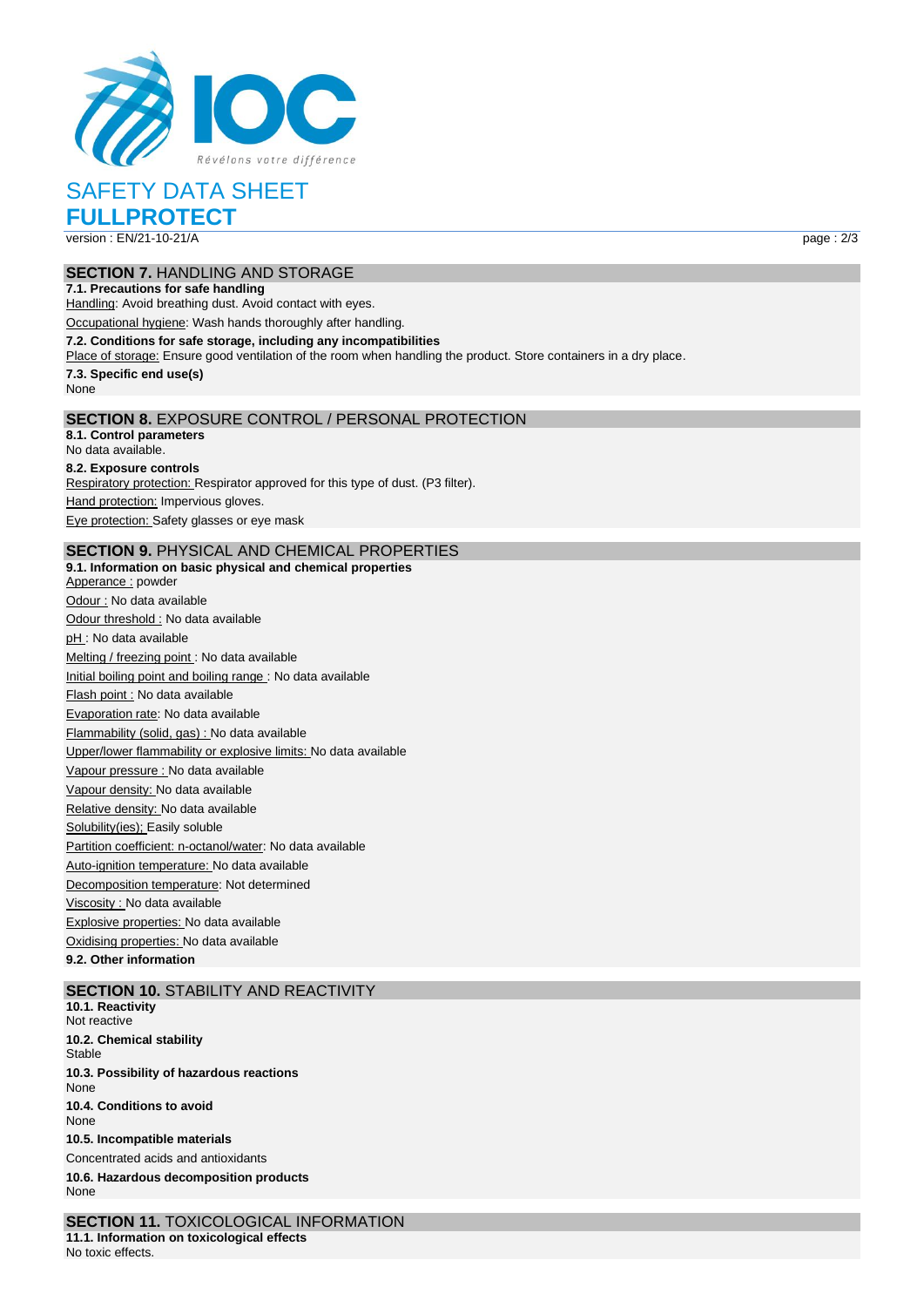# SAFETY DATA SHEET
# FULLPROTECT

version : EN/21-10-21/A

## SECTION 7. HANDLING AND STORAGE

**7.1. Precautions for safe handling**

Handling: Avoid breathing dust. Avoid contact with eyes.

Occupational hygiene: Wash hands thoroughly after handling.

**7.2. Conditions for safe storage, including any incompatibilities**

Place of storage: Ensure good ventilation of the room when handling the product. Store containers in a dry place.

**7.3. Specific end use(s)**

None

## SECTION 8. EXPOSURE CONTROL / PERSONAL PROTECTION

**8.1. Control parameters**

No data available.

**8.2. Exposure controls**

Respiratory protection: Respirator approved for this type of dust. (P3 filter).

Hand protection: Impervious gloves.

Eye protection: Safety glasses or eye mask

## SECTION 9. PHYSICAL AND CHEMICAL PROPERTIES

**9.1. Information on basic physical and chemical properties**

Apperance : powder

Odour : No data available

Odour threshold : No data available

pH : No data available

Melting / freezing point : No data available

Initial boiling point and boiling range : No data available

Flash point : No data available

Evaporation rate: No data available

Flammability (solid, gas) : No data available

Upper/lower flammability or explosive limits: No data available

Vapour pressure : No data available

Vapour density: No data available

Relative density: No data available

Solubility(ies); Easily soluble

Partition coefficient: n-octanol/water: No data available

Auto-ignition temperature: No data available

Decomposition temperature: Not determined

Viscosity : No data available

Explosive properties: No data available

Oxidising properties: No data available

**9.2. Other information**

## SECTION 10. STABILITY AND REACTIVITY

**10.1. Reactivity**

Not reactive

**10.2. Chemical stability**

Stable

**10.3. Possibility of hazardous reactions**

None

**10.4. Conditions to avoid**

None

**10.5. Incompatible materials**

Concentrated acids and antioxidants

**10.6. Hazardous decomposition products**

None

## SECTION 11. TOXICOLOGICAL INFORMATION

**11.1. Information on toxicological effects**

No toxic effects.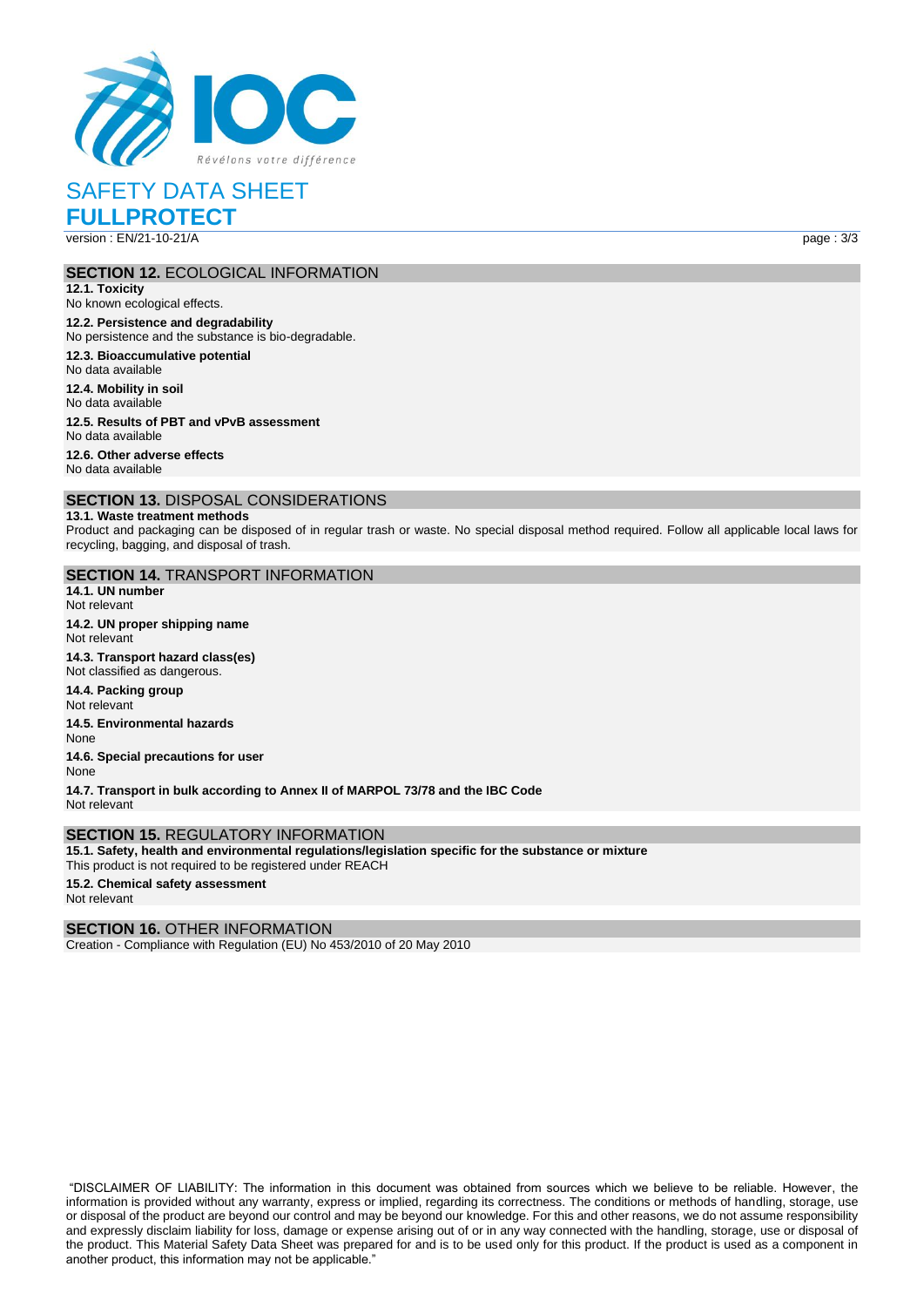# SAFETY DATA SHEET
# FULLPROTECT

version : EN/21-10-21/A

## SECTION 12. ECOLOGICAL INFORMATION

**12.1. Toxicity**
No known ecological effects.

**12.2. Persistence and degradability**
No persistence and the substance is bio-degradable.

**12.3. Bioaccumulative potential**
No data available

**12.4. Mobility in soil**
No data available

**12.5. Results of PBT and vPvB assessment**
No data available

**12.6. Other adverse effects**
No data available

## SECTION 13. DISPOSAL CONSIDERATIONS

**13.1. Waste treatment methods**
Product and packaging can be disposed of in regular trash or waste. No special disposal method required. Follow all applicable local laws for recycling, bagging, and disposal of trash.

## SECTION 14. TRANSPORT INFORMATION

**14.1. UN number**
Not relevant

**14.2. UN proper shipping name**
Not relevant

**14.3. Transport hazard class(es)**
Not classified as dangerous.

**14.4. Packing group**
Not relevant

**14.5. Environmental hazards**
None

**14.6. Special precautions for user**
None

**14.7. Transport in bulk according to Annex II of MARPOL 73/78 and the IBC Code**
Not relevant

## SECTION 15. REGULATORY INFORMATION

**15.1. Safety, health and environmental regulations/legislation specific for the substance or mixture**
This product is not required to be registered under REACH

**15.2. Chemical safety assessment**
Not relevant

## SECTION 16. OTHER INFORMATION

Creation - Compliance with Regulation (EU) No 453/2010 of 20 May 2010

"DISCLAIMER OF LIABILITY: The information in this document was obtained from sources which we believe to be reliable. However, the information is provided without any warranty, express or implied, regarding its correctness. The conditions or methods of handling, storage, use or disposal of the product are beyond our control and may be beyond our knowledge. For this and other reasons, we do not assume responsibility and expressly disclaim liability for loss, damage or expense arising out of or in any way connected with the handling, storage, use or disposal of the product. This Material Safety Data Sheet was prepared for and is to be used only for this product. If the product is used as a component in another product, this information may not be applicable."